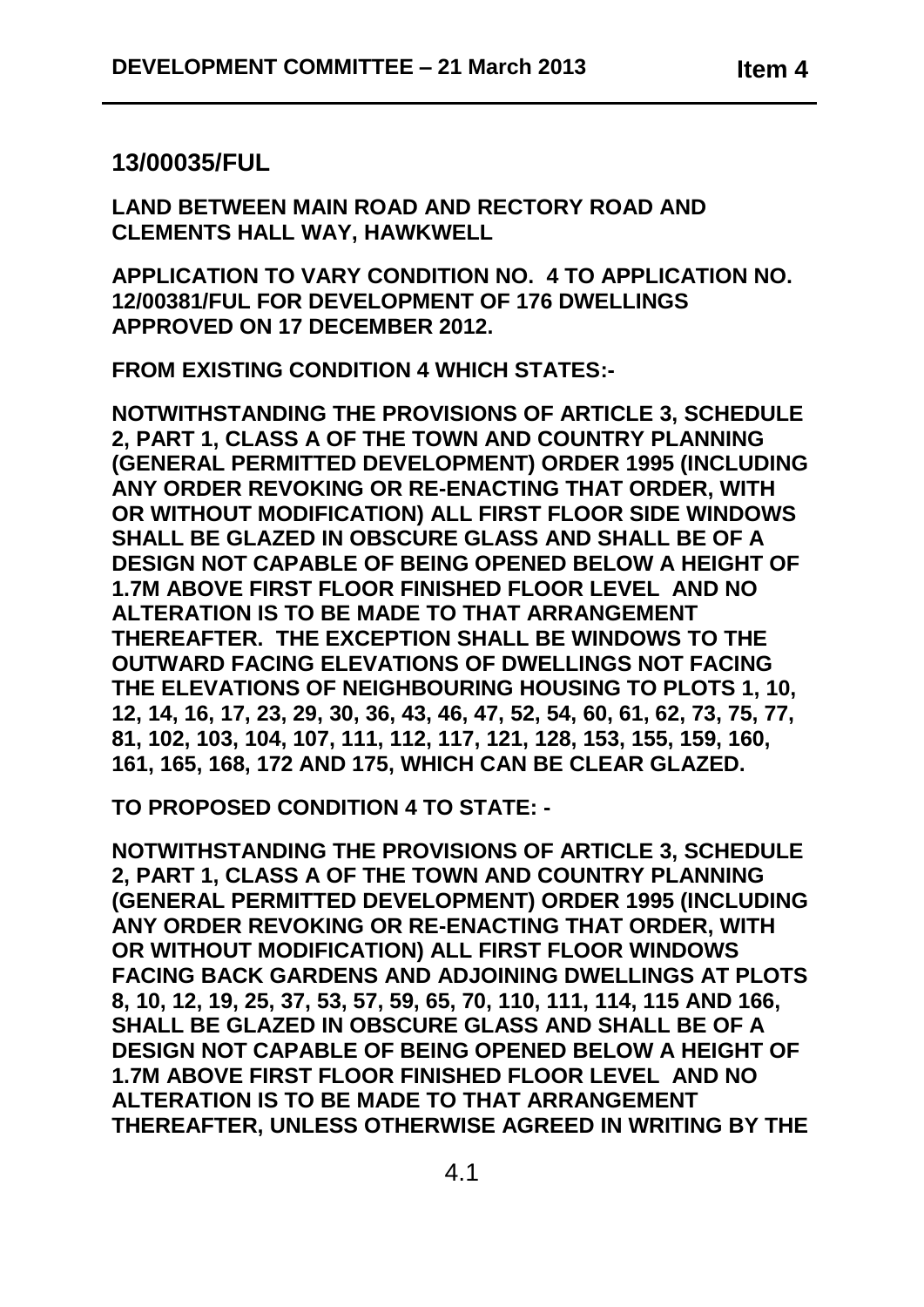## 13/00035/FUL

**LAND BETWEEN MAIN ROAD AND RECTORY ROAD AND CLEMENTS HALL WAY, HAWKWELL**

**APPLICATION TO VARY CONDITION NO. 4 TO APPLICATION NO. 12/00381/FUL FOR DEVELOPMENT OF 176 DWELLINGS APPROVED ON 17 DECEMBER 2012.**

**FROM EXISTING CONDITION 4 WHICH STATES:-**

**NOTWITHSTANDING THE PROVISIONS OF ARTICLE 3, SCHEDULE 2, PART 1, CLASS A OF THE TOWN AND COUNTRY PLANNING (GENERAL PERMITTED DEVELOPMENT) ORDER 1995 (INCLUDING ANY ORDER REVOKING OR RE-ENACTING THAT ORDER, WITH OR WITHOUT MODIFICATION) ALL FIRST FLOOR SIDE WINDOWS SHALL BE GLAZED IN OBSCURE GLASS AND SHALL BE OF A DESIGN NOT CAPABLE OF BEING OPENED BELOW A HEIGHT OF 1.7M ABOVE FIRST FLOOR FINISHED FLOOR LEVEL AND NO ALTERATION IS TO BE MADE TO THAT ARRANGEMENT THEREAFTER. THE EXCEPTION SHALL BE WINDOWS TO THE OUTWARD FACING ELEVATIONS OF DWELLINGS NOT FACING THE ELEVATIONS OF NEIGHBOURING HOUSING TO PLOTS 1, 10, 12, 14, 16, 17, 23, 29, 30, 36, 43, 46, 47, 52, 54, 60, 61, 62, 73, 75, 77, 81, 102, 103, 104, 107, 111, 112, 117, 121, 128, 153, 155, 159, 160, 161, 165, 168, 172 AND 175, WHICH CAN BE CLEAR GLAZED.**

**TO PROPOSED CONDITION 4 TO STATE: -**

**NOTWITHSTANDING THE PROVISIONS OF ARTICLE 3, SCHEDULE 2, PART 1, CLASS A OF THE TOWN AND COUNTRY PLANNING (GENERAL PERMITTED DEVELOPMENT) ORDER 1995 (INCLUDING ANY ORDER REVOKING OR RE-ENACTING THAT ORDER, WITH OR WITHOUT MODIFICATION) ALL FIRST FLOOR WINDOWS FACING BACK GARDENS AND ADJOINING DWELLINGS AT PLOTS 8, 10, 12, 19, 25, 37, 53, 57, 59, 65, 70, 110, 111, 114, 115 AND 166, SHALL BE GLAZED IN OBSCURE GLASS AND SHALL BE OF A DESIGN NOT CAPABLE OF BEING OPENED BELOW A HEIGHT OF 1.7M ABOVE FIRST FLOOR FINISHED FLOOR LEVEL AND NO ALTERATION IS TO BE MADE TO THAT ARRANGEMENT THEREAFTER, UNLESS OTHERWISE AGREED IN WRITING BY THE**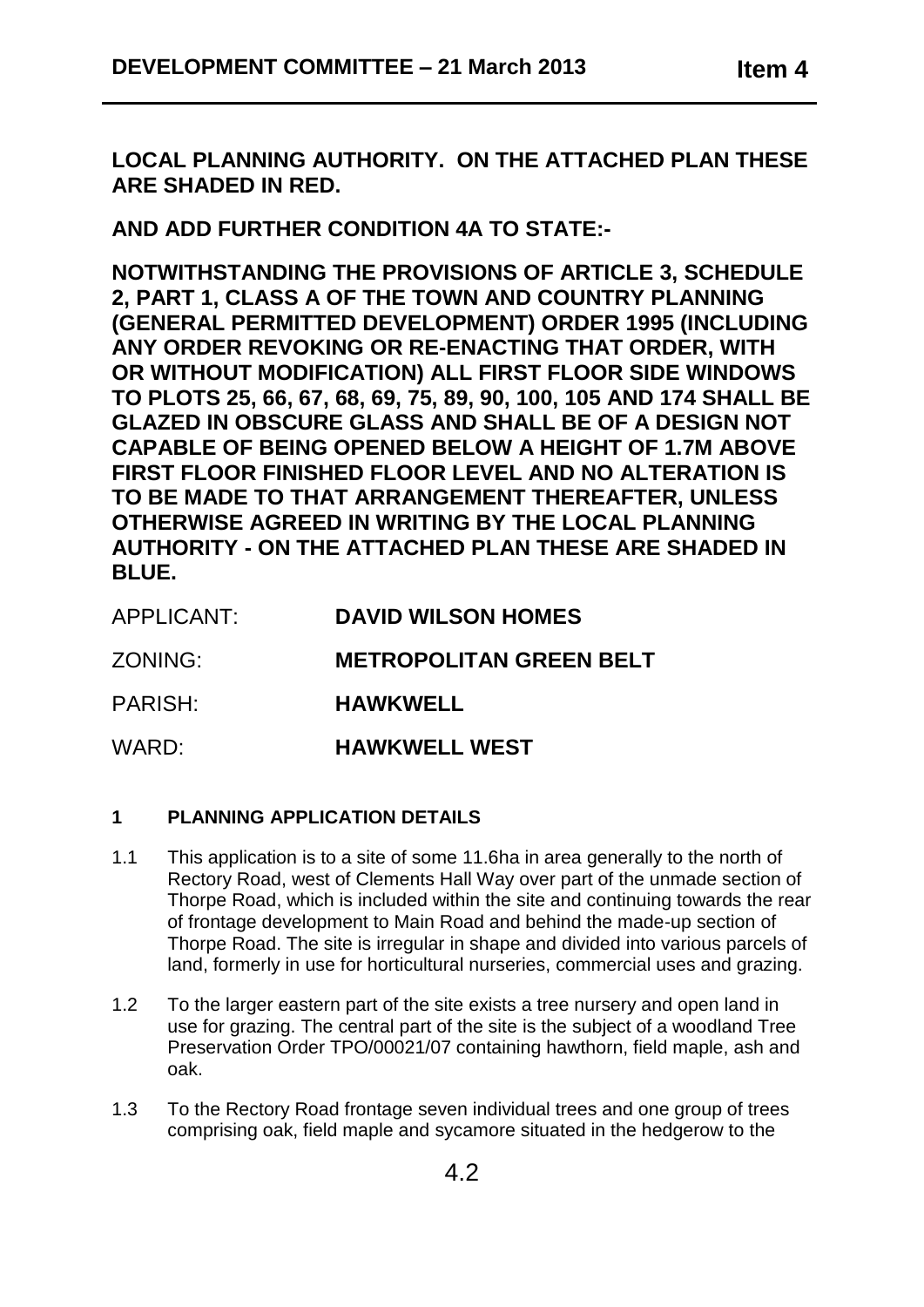**LOCAL PLANNING AUTHORITY. ON THE ATTACHED PLAN THESE ARE SHADED IN RED.**

**AND ADD FURTHER CONDITION 4A TO STATE:-**

**NOTWITHSTANDING THE PROVISIONS OF ARTICLE 3, SCHEDULE 2, PART 1, CLASS A OF THE TOWN AND COUNTRY PLANNING (GENERAL PERMITTED DEVELOPMENT) ORDER 1995 (INCLUDING ANY ORDER REVOKING OR RE-ENACTING THAT ORDER, WITH OR WITHOUT MODIFICATION) ALL FIRST FLOOR SIDE WINDOWS TO PLOTS 25, 66, 67, 68, 69, 75, 89, 90, 100, 105 AND 174 SHALL BE GLAZED IN OBSCURE GLASS AND SHALL BE OF A DESIGN NOT CAPABLE OF BEING OPENED BELOW A HEIGHT OF 1.7M ABOVE FIRST FLOOR FINISHED FLOOR LEVEL AND NO ALTERATION IS TO BE MADE TO THAT ARRANGEMENT THEREAFTER, UNLESS OTHERWISE AGREED IN WRITING BY THE LOCAL PLANNING AUTHORITY - ON THE ATTACHED PLAN THESE ARE SHADED IN BLUE.**

| | |
|---|---|
| APPLICANT: | **DAVID WILSON HOMES** |
| ZONING: | **METROPOLITAN GREEN BELT** |
| PARISH: | **HAWKWELL** |
| WARD: | **HAWKWELL WEST** |

## 1 PLANNING APPLICATION DETAILS

1.1 This application is to a site of some 11.6ha in area generally to the north of Rectory Road, west of Clements Hall Way over part of the unmade section of Thorpe Road, which is included within the site and continuing towards the rear of frontage development to Main Road and behind the made-up section of Thorpe Road. The site is irregular in shape and divided into various parcels of land, formerly in use for horticultural nurseries, commercial uses and grazing.

1.2 To the larger eastern part of the site exists a tree nursery and open land in use for grazing. The central part of the site is the subject of a woodland Tree Preservation Order TPO/00021/07 containing hawthorn, field maple, ash and oak.

1.3 To the Rectory Road frontage seven individual trees and one group of trees comprising oak, field maple and sycamore situated in the hedgerow to the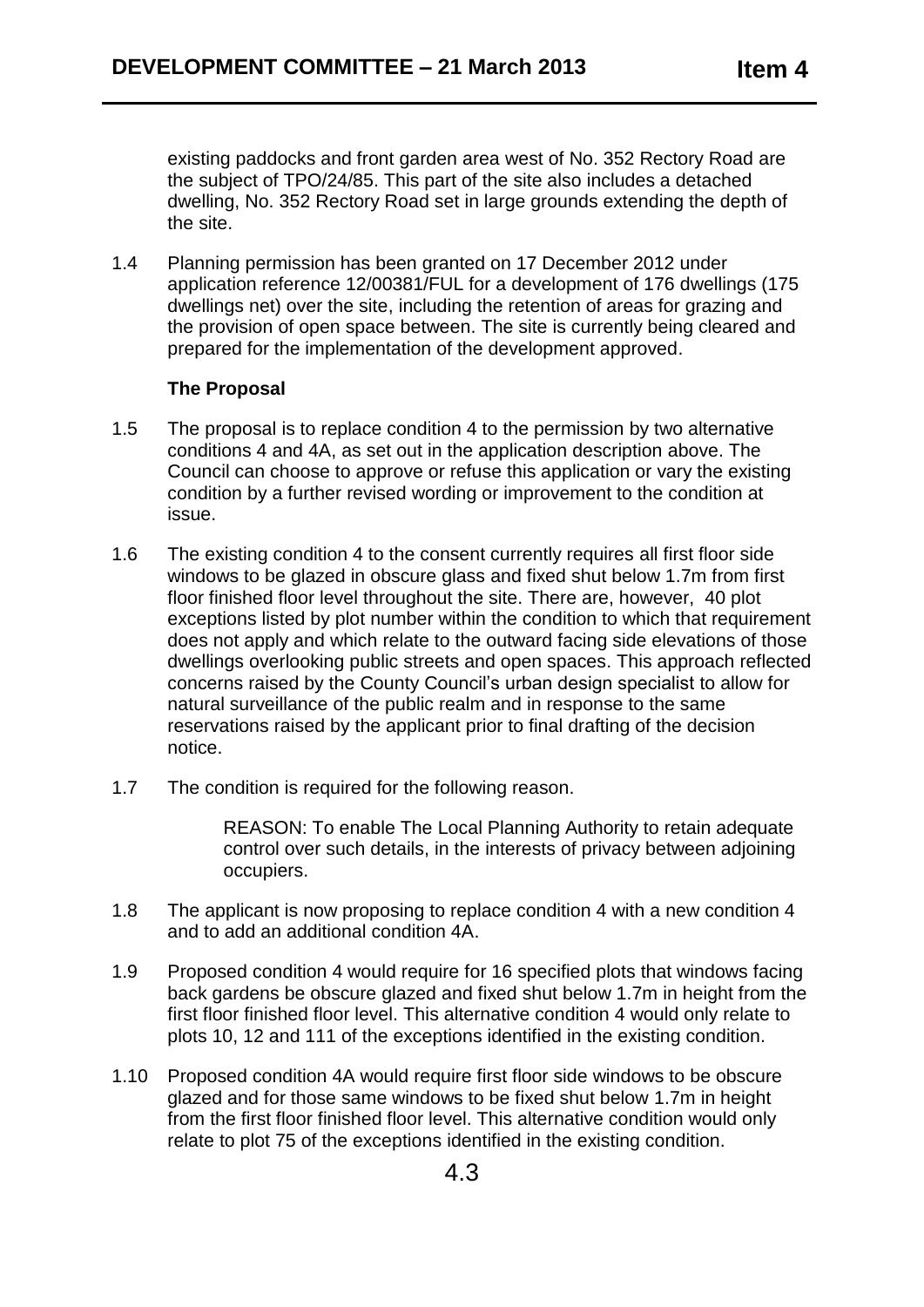existing paddocks and front garden area west of No. 352 Rectory Road are the subject of TPO/24/85. This part of the site also includes a detached dwelling, No. 352 Rectory Road set in large grounds extending the depth of the site.

1.4 Planning permission has been granted on 17 December 2012 under application reference 12/00381/FUL for a development of 176 dwellings (175 dwellings net) over the site, including the retention of areas for grazing and the provision of open space between. The site is currently being cleared and prepared for the implementation of the development approved.

**The Proposal**

1.5 The proposal is to replace condition 4 to the permission by two alternative conditions 4 and 4A, as set out in the application description above. The Council can choose to approve or refuse this application or vary the existing condition by a further revised wording or improvement to the condition at issue.

1.6 The existing condition 4 to the consent currently requires all first floor side windows to be glazed in obscure glass and fixed shut below 1.7m from first floor finished floor level throughout the site. There are, however, 40 plot exceptions listed by plot number within the condition to which that requirement does not apply and which relate to the outward facing side elevations of those dwellings overlooking public streets and open spaces. This approach reflected concerns raised by the County Council's urban design specialist to allow for natural surveillance of the public realm and in response to the same reservations raised by the applicant prior to final drafting of the decision notice.

1.7 The condition is required for the following reason.

> REASON: To enable The Local Planning Authority to retain adequate control over such details, in the interests of privacy between adjoining occupiers.

1.8 The applicant is now proposing to replace condition 4 with a new condition 4 and to add an additional condition 4A.

1.9 Proposed condition 4 would require for 16 specified plots that windows facing back gardens be obscure glazed and fixed shut below 1.7m in height from the first floor finished floor level. This alternative condition 4 would only relate to plots 10, 12 and 111 of the exceptions identified in the existing condition.

1.10 Proposed condition 4A would require first floor side windows to be obscure glazed and for those same windows to be fixed shut below 1.7m in height from the first floor finished floor level. This alternative condition would only relate to plot 75 of the exceptions identified in the existing condition.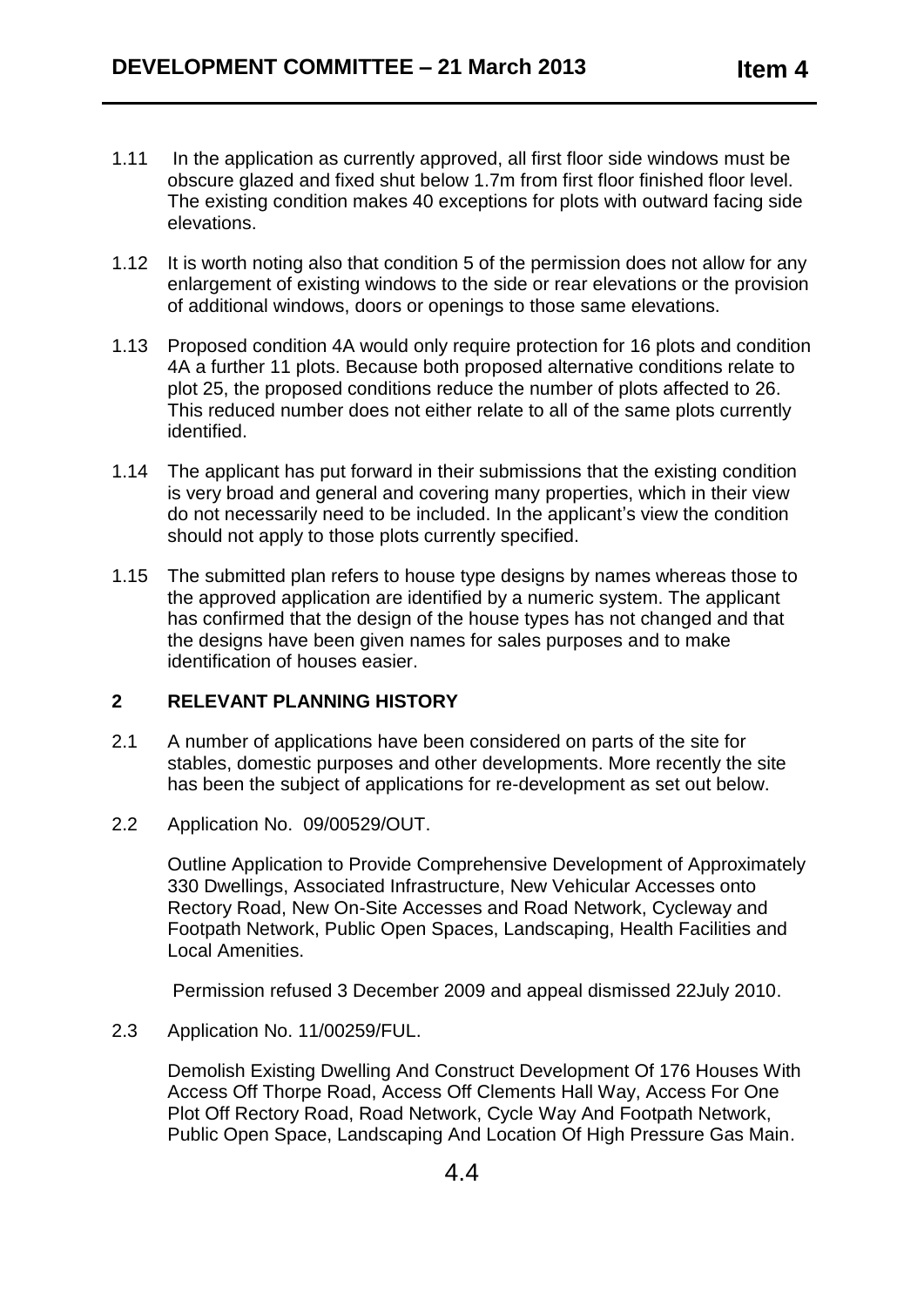1.11 In the application as currently approved, all first floor side windows must be obscure glazed and fixed shut below 1.7m from first floor finished floor level. The existing condition makes 40 exceptions for plots with outward facing side elevations.

1.12 It is worth noting also that condition 5 of the permission does not allow for any enlargement of existing windows to the side or rear elevations or the provision of additional windows, doors or openings to those same elevations.

1.13 Proposed condition 4A would only require protection for 16 plots and condition 4A a further 11 plots. Because both proposed alternative conditions relate to plot 25, the proposed conditions reduce the number of plots affected to 26. This reduced number does not either relate to all of the same plots currently identified.

1.14 The applicant has put forward in their submissions that the existing condition is very broad and general and covering many properties, which in their view do not necessarily need to be included. In the applicant's view the condition should not apply to those plots currently specified.

1.15 The submitted plan refers to house type designs by names whereas those to the approved application are identified by a numeric system. The applicant has confirmed that the design of the house types has not changed and that the designs have been given names for sales purposes and to make identification of houses easier.

## 2 RELEVANT PLANNING HISTORY

2.1 A number of applications have been considered on parts of the site for stables, domestic purposes and other developments. More recently the site has been the subject of applications for re-development as set out below.

2.2 Application No. 09/00529/OUT.

Outline Application to Provide Comprehensive Development of Approximately 330 Dwellings, Associated Infrastructure, New Vehicular Accesses onto Rectory Road, New On-Site Accesses and Road Network, Cycleway and Footpath Network, Public Open Spaces, Landscaping, Health Facilities and Local Amenities.

Permission refused 3 December 2009 and appeal dismissed 22July 2010.

2.3 Application No. 11/00259/FUL.

Demolish Existing Dwelling And Construct Development Of 176 Houses With Access Off Thorpe Road, Access Off Clements Hall Way, Access For One Plot Off Rectory Road, Road Network, Cycle Way And Footpath Network, Public Open Space, Landscaping And Location Of High Pressure Gas Main.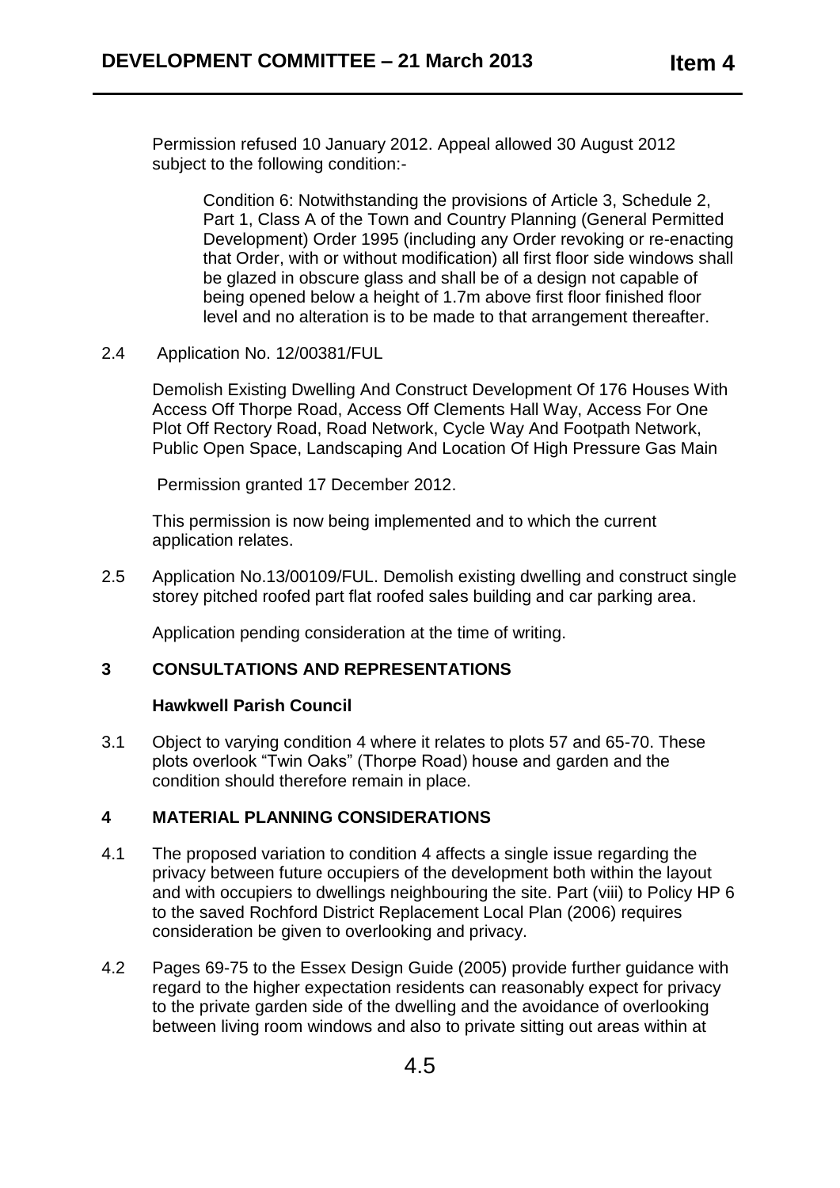Permission refused 10 January 2012. Appeal allowed 30 August 2012 subject to the following condition:-

> Condition 6: Notwithstanding the provisions of Article 3, Schedule 2, Part 1, Class A of the Town and Country Planning (General Permitted Development) Order 1995 (including any Order revoking or re-enacting that Order, with or without modification) all first floor side windows shall be glazed in obscure glass and shall be of a design not capable of being opened below a height of 1.7m above first floor finished floor level and no alteration is to be made to that arrangement thereafter.

2.4 Application No. 12/00381/FUL

Demolish Existing Dwelling And Construct Development Of 176 Houses With Access Off Thorpe Road, Access Off Clements Hall Way, Access For One Plot Off Rectory Road, Road Network, Cycle Way And Footpath Network, Public Open Space, Landscaping And Location Of High Pressure Gas Main

Permission granted 17 December 2012.

This permission is now being implemented and to which the current application relates.

2.5 Application No.13/00109/FUL. Demolish existing dwelling and construct single storey pitched roofed part flat roofed sales building and car parking area.

Application pending consideration at the time of writing.

## 3 CONSULTATIONS AND REPRESENTATIONS

**Hawkwell Parish Council**

3.1 Object to varying condition 4 where it relates to plots 57 and 65-70. These plots overlook "Twin Oaks" (Thorpe Road) house and garden and the condition should therefore remain in place.

## 4 MATERIAL PLANNING CONSIDERATIONS

4.1 The proposed variation to condition 4 affects a single issue regarding the privacy between future occupiers of the development both within the layout and with occupiers to dwellings neighbouring the site. Part (viii) to Policy HP 6 to the saved Rochford District Replacement Local Plan (2006) requires consideration be given to overlooking and privacy.

4.2 Pages 69-75 to the Essex Design Guide (2005) provide further guidance with regard to the higher expectation residents can reasonably expect for privacy to the private garden side of the dwelling and the avoidance of overlooking between living room windows and also to private sitting out areas within at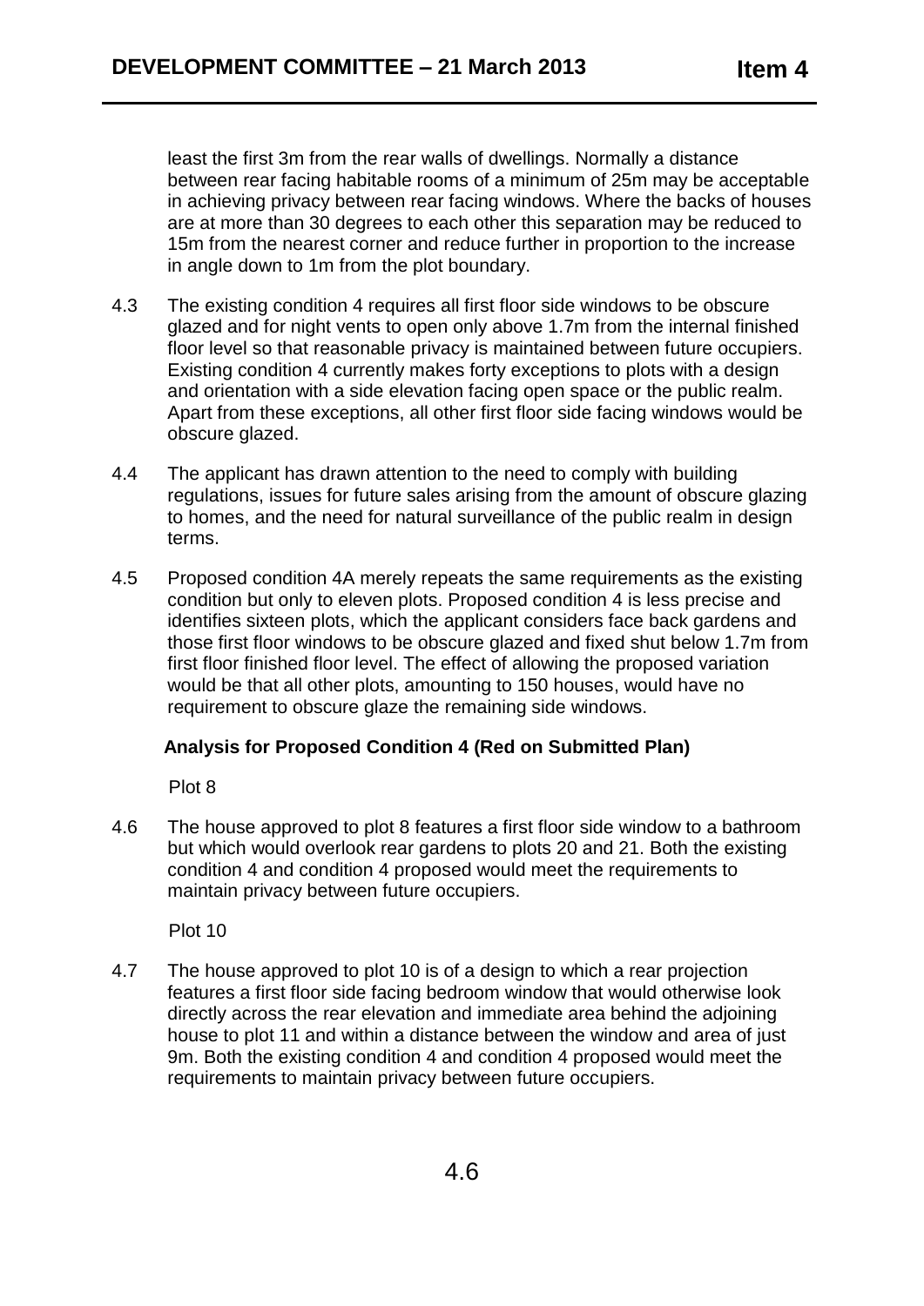least the first 3m from the rear walls of dwellings. Normally a distance between rear facing habitable rooms of a minimum of 25m may be acceptable in achieving privacy between rear facing windows. Where the backs of houses are at more than 30 degrees to each other this separation may be reduced to 15m from the nearest corner and reduce further in proportion to the increase in angle down to 1m from the plot boundary.

4.3 The existing condition 4 requires all first floor side windows to be obscure glazed and for night vents to open only above 1.7m from the internal finished floor level so that reasonable privacy is maintained between future occupiers. Existing condition 4 currently makes forty exceptions to plots with a design and orientation with a side elevation facing open space or the public realm. Apart from these exceptions, all other first floor side facing windows would be obscure glazed.

4.4 The applicant has drawn attention to the need to comply with building regulations, issues for future sales arising from the amount of obscure glazing to homes, and the need for natural surveillance of the public realm in design terms.

4.5 Proposed condition 4A merely repeats the same requirements as the existing condition but only to eleven plots. Proposed condition 4 is less precise and identifies sixteen plots, which the applicant considers face back gardens and those first floor windows to be obscure glazed and fixed shut below 1.7m from first floor finished floor level. The effect of allowing the proposed variation would be that all other plots, amounting to 150 houses, would have no requirement to obscure glaze the remaining side windows.

**Analysis for Proposed Condition 4 (Red on Submitted Plan)**

Plot 8

4.6 The house approved to plot 8 features a first floor side window to a bathroom but which would overlook rear gardens to plots 20 and 21. Both the existing condition 4 and condition 4 proposed would meet the requirements to maintain privacy between future occupiers.

Plot 10

4.7 The house approved to plot 10 is of a design to which a rear projection features a first floor side facing bedroom window that would otherwise look directly across the rear elevation and immediate area behind the adjoining house to plot 11 and within a distance between the window and area of just 9m. Both the existing condition 4 and condition 4 proposed would meet the requirements to maintain privacy between future occupiers.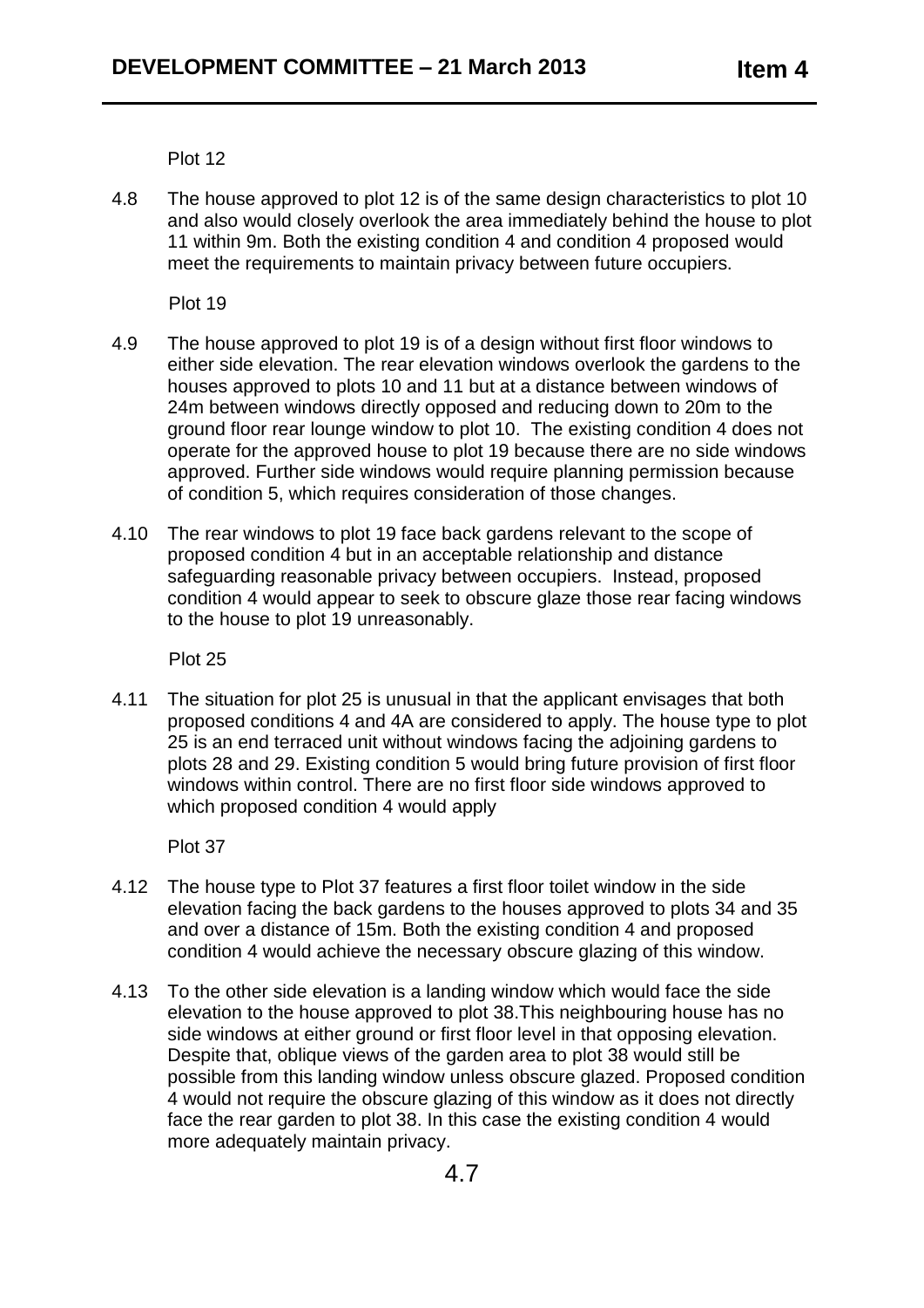Plot 12

4.8 The house approved to plot 12 is of the same design characteristics to plot 10 and also would closely overlook the area immediately behind the house to plot 11 within 9m. Both the existing condition 4 and condition 4 proposed would meet the requirements to maintain privacy between future occupiers.

Plot 19

4.9 The house approved to plot 19 is of a design without first floor windows to either side elevation. The rear elevation windows overlook the gardens to the houses approved to plots 10 and 11 but at a distance between windows of 24m between windows directly opposed and reducing down to 20m to the ground floor rear lounge window to plot 10. The existing condition 4 does not operate for the approved house to plot 19 because there are no side windows approved. Further side windows would require planning permission because of condition 5, which requires consideration of those changes.

4.10 The rear windows to plot 19 face back gardens relevant to the scope of proposed condition 4 but in an acceptable relationship and distance safeguarding reasonable privacy between occupiers. Instead, proposed condition 4 would appear to seek to obscure glaze those rear facing windows to the house to plot 19 unreasonably.

Plot 25

4.11 The situation for plot 25 is unusual in that the applicant envisages that both proposed conditions 4 and 4A are considered to apply. The house type to plot 25 is an end terraced unit without windows facing the adjoining gardens to plots 28 and 29. Existing condition 5 would bring future provision of first floor windows within control. There are no first floor side windows approved to which proposed condition 4 would apply

Plot 37

4.12 The house type to Plot 37 features a first floor toilet window in the side elevation facing the back gardens to the houses approved to plots 34 and 35 and over a distance of 15m. Both the existing condition 4 and proposed condition 4 would achieve the necessary obscure glazing of this window.

4.13 To the other side elevation is a landing window which would face the side elevation to the house approved to plot 38.This neighbouring house has no side windows at either ground or first floor level in that opposing elevation. Despite that, oblique views of the garden area to plot 38 would still be possible from this landing window unless obscure glazed. Proposed condition 4 would not require the obscure glazing of this window as it does not directly face the rear garden to plot 38. In this case the existing condition 4 would more adequately maintain privacy.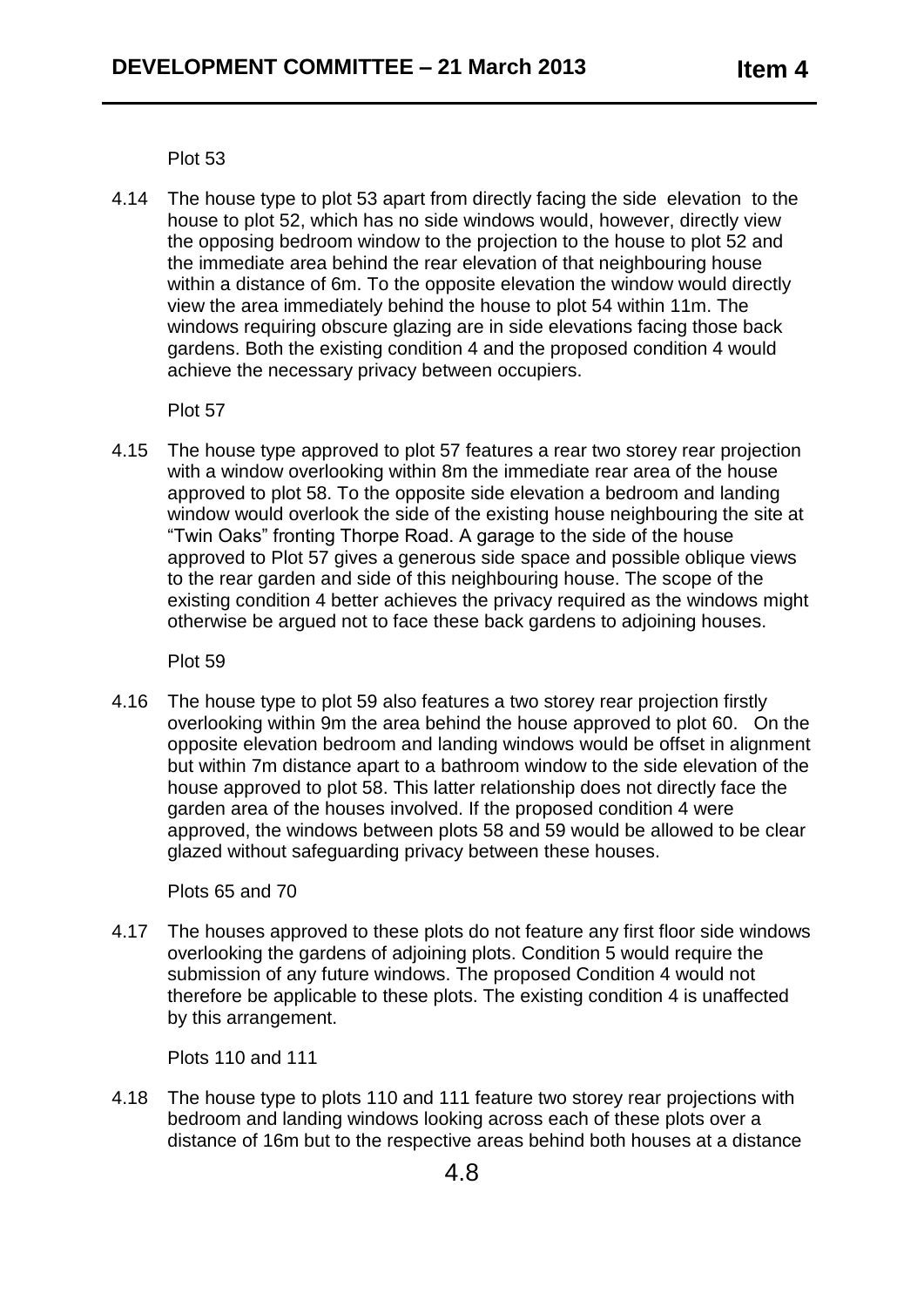Plot 53

4.14 The house type to plot 53 apart from directly facing the side elevation to the house to plot 52, which has no side windows would, however, directly view the opposing bedroom window to the projection to the house to plot 52 and the immediate area behind the rear elevation of that neighbouring house within a distance of 6m. To the opposite elevation the window would directly view the area immediately behind the house to plot 54 within 11m. The windows requiring obscure glazing are in side elevations facing those back gardens. Both the existing condition 4 and the proposed condition 4 would achieve the necessary privacy between occupiers.

Plot 57

4.15 The house type approved to plot 57 features a rear two storey rear projection with a window overlooking within 8m the immediate rear area of the house approved to plot 58. To the opposite side elevation a bedroom and landing window would overlook the side of the existing house neighbouring the site at "Twin Oaks" fronting Thorpe Road. A garage to the side of the house approved to Plot 57 gives a generous side space and possible oblique views to the rear garden and side of this neighbouring house. The scope of the existing condition 4 better achieves the privacy required as the windows might otherwise be argued not to face these back gardens to adjoining houses.

Plot 59

4.16 The house type to plot 59 also features a two storey rear projection firstly overlooking within 9m the area behind the house approved to plot 60. On the opposite elevation bedroom and landing windows would be offset in alignment but within 7m distance apart to a bathroom window to the side elevation of the house approved to plot 58. This latter relationship does not directly face the garden area of the houses involved. If the proposed condition 4 were approved, the windows between plots 58 and 59 would be allowed to be clear glazed without safeguarding privacy between these houses.

Plots 65 and 70

4.17 The houses approved to these plots do not feature any first floor side windows overlooking the gardens of adjoining plots. Condition 5 would require the submission of any future windows. The proposed Condition 4 would not therefore be applicable to these plots. The existing condition 4 is unaffected by this arrangement.

Plots 110 and 111

4.18 The house type to plots 110 and 111 feature two storey rear projections with bedroom and landing windows looking across each of these plots over a distance of 16m but to the respective areas behind both houses at a distance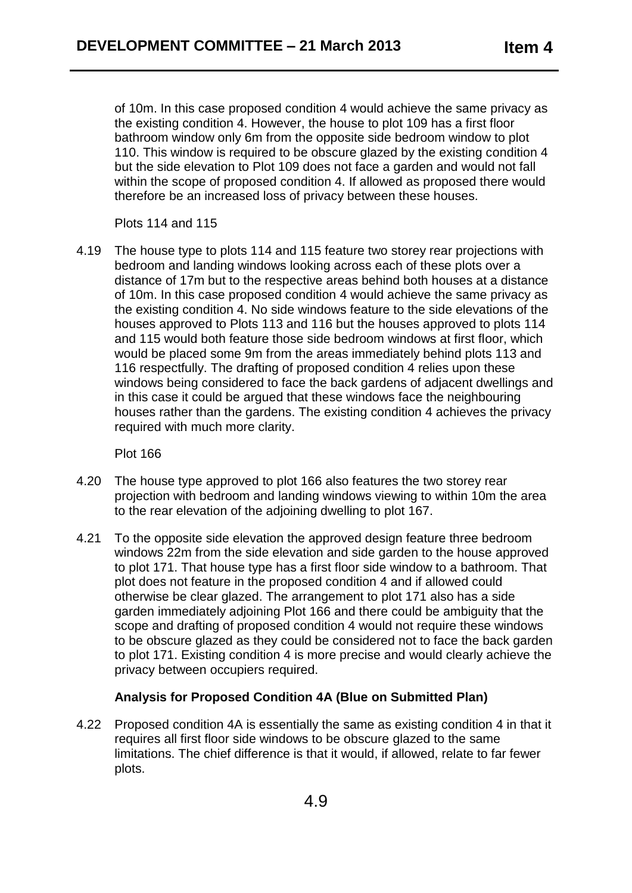of 10m. In this case proposed condition 4 would achieve the same privacy as the existing condition 4. However, the house to plot 109 has a first floor bathroom window only 6m from the opposite side bedroom window to plot 110. This window is required to be obscure glazed by the existing condition 4 but the side elevation to Plot 109 does not face a garden and would not fall within the scope of proposed condition 4. If allowed as proposed there would therefore be an increased loss of privacy between these houses.

Plots 114 and 115

4.19 The house type to plots 114 and 115 feature two storey rear projections with bedroom and landing windows looking across each of these plots over a distance of 17m but to the respective areas behind both houses at a distance of 10m. In this case proposed condition 4 would achieve the same privacy as the existing condition 4. No side windows feature to the side elevations of the houses approved to Plots 113 and 116 but the houses approved to plots 114 and 115 would both feature those side bedroom windows at first floor, which would be placed some 9m from the areas immediately behind plots 113 and 116 respectfully. The drafting of proposed condition 4 relies upon these windows being considered to face the back gardens of adjacent dwellings and in this case it could be argued that these windows face the neighbouring houses rather than the gardens. The existing condition 4 achieves the privacy required with much more clarity.

Plot 166

4.20 The house type approved to plot 166 also features the two storey rear projection with bedroom and landing windows viewing to within 10m the area to the rear elevation of the adjoining dwelling to plot 167.

4.21 To the opposite side elevation the approved design feature three bedroom windows 22m from the side elevation and side garden to the house approved to plot 171. That house type has a first floor side window to a bathroom. That plot does not feature in the proposed condition 4 and if allowed could otherwise be clear glazed. The arrangement to plot 171 also has a side garden immediately adjoining Plot 166 and there could be ambiguity that the scope and drafting of proposed condition 4 would not require these windows to be obscure glazed as they could be considered not to face the back garden to plot 171. Existing condition 4 is more precise and would clearly achieve the privacy between occupiers required.

**Analysis for Proposed Condition 4A (Blue on Submitted Plan)**

4.22 Proposed condition 4A is essentially the same as existing condition 4 in that it requires all first floor side windows to be obscure glazed to the same limitations. The chief difference is that it would, if allowed, relate to far fewer plots.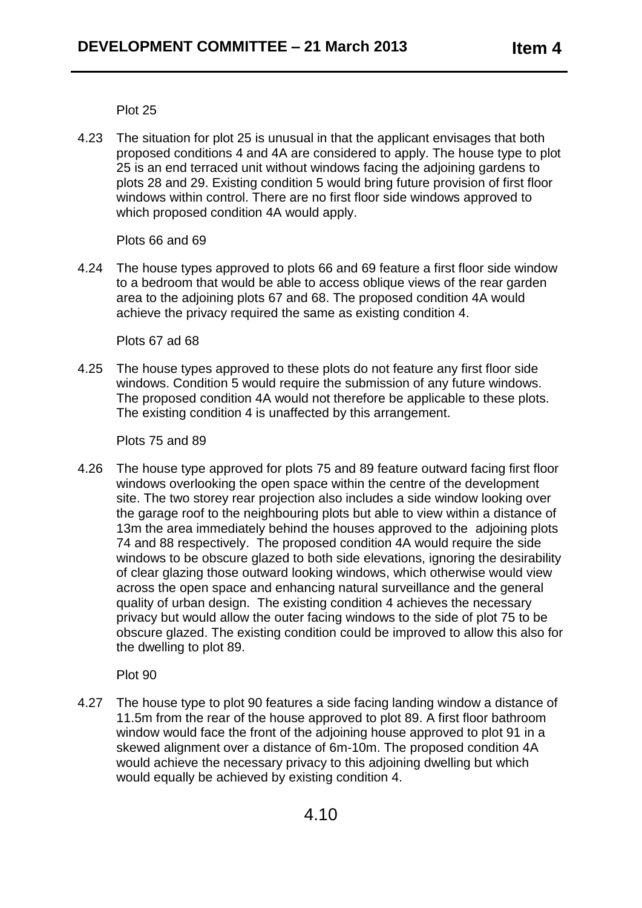Plot 25

4.23 The situation for plot 25 is unusual in that the applicant envisages that both proposed conditions 4 and 4A are considered to apply. The house type to plot 25 is an end terraced unit without windows facing the adjoining gardens to plots 28 and 29. Existing condition 5 would bring future provision of first floor windows within control. There are no first floor side windows approved to which proposed condition 4A would apply.

Plots 66 and 69

4.24 The house types approved to plots 66 and 69 feature a first floor side window to a bedroom that would be able to access oblique views of the rear garden area to the adjoining plots 67 and 68. The proposed condition 4A would achieve the privacy required the same as existing condition 4.

Plots 67 ad 68

4.25 The house types approved to these plots do not feature any first floor side windows. Condition 5 would require the submission of any future windows. The proposed condition 4A would not therefore be applicable to these plots. The existing condition 4 is unaffected by this arrangement.

Plots 75 and 89

4.26 The house type approved for plots 75 and 89 feature outward facing first floor windows overlooking the open space within the centre of the development site. The two storey rear projection also includes a side window looking over the garage roof to the neighbouring plots but able to view within a distance of 13m the area immediately behind the houses approved to the adjoining plots 74 and 88 respectively. The proposed condition 4A would require the side windows to be obscure glazed to both side elevations, ignoring the desirability of clear glazing those outward looking windows, which otherwise would view across the open space and enhancing natural surveillance and the general quality of urban design. The existing condition 4 achieves the necessary privacy but would allow the outer facing windows to the side of plot 75 to be obscure glazed. The existing condition could be improved to allow this also for the dwelling to plot 89.

Plot 90

4.27 The house type to plot 90 features a side facing landing window a distance of 11.5m from the rear of the house approved to plot 89. A first floor bathroom window would face the front of the adjoining house approved to plot 91 in a skewed alignment over a distance of 6m-10m. The proposed condition 4A would achieve the necessary privacy to this adjoining dwelling but which would equally be achieved by existing condition 4.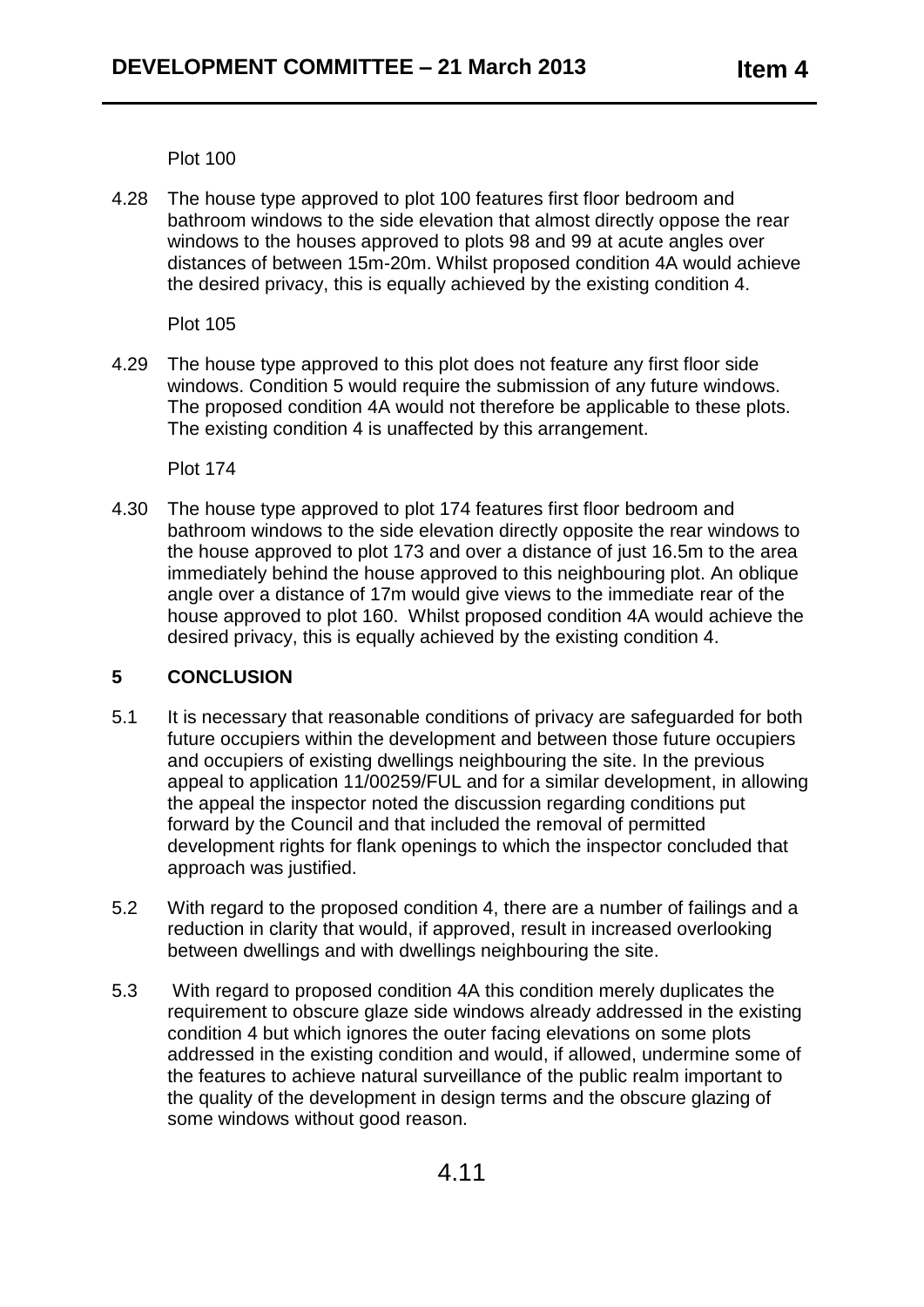Plot 100

4.28 The house type approved to plot 100 features first floor bedroom and bathroom windows to the side elevation that almost directly oppose the rear windows to the houses approved to plots 98 and 99 at acute angles over distances of between 15m-20m. Whilst proposed condition 4A would achieve the desired privacy, this is equally achieved by the existing condition 4.

Plot 105

4.29 The house type approved to this plot does not feature any first floor side windows. Condition 5 would require the submission of any future windows. The proposed condition 4A would not therefore be applicable to these plots. The existing condition 4 is unaffected by this arrangement.

Plot 174

4.30 The house type approved to plot 174 features first floor bedroom and bathroom windows to the side elevation directly opposite the rear windows to the house approved to plot 173 and over a distance of just 16.5m to the area immediately behind the house approved to this neighbouring plot. An oblique angle over a distance of 17m would give views to the immediate rear of the house approved to plot 160. Whilst proposed condition 4A would achieve the desired privacy, this is equally achieved by the existing condition 4.

## 5 CONCLUSION

5.1 It is necessary that reasonable conditions of privacy are safeguarded for both future occupiers within the development and between those future occupiers and occupiers of existing dwellings neighbouring the site. In the previous appeal to application 11/00259/FUL and for a similar development, in allowing the appeal the inspector noted the discussion regarding conditions put forward by the Council and that included the removal of permitted development rights for flank openings to which the inspector concluded that approach was justified.

5.2 With regard to the proposed condition 4, there are a number of failings and a reduction in clarity that would, if approved, result in increased overlooking between dwellings and with dwellings neighbouring the site.

5.3 With regard to proposed condition 4A this condition merely duplicates the requirement to obscure glaze side windows already addressed in the existing condition 4 but which ignores the outer facing elevations on some plots addressed in the existing condition and would, if allowed, undermine some of the features to achieve natural surveillance of the public realm important to the quality of the development in design terms and the obscure glazing of some windows without good reason.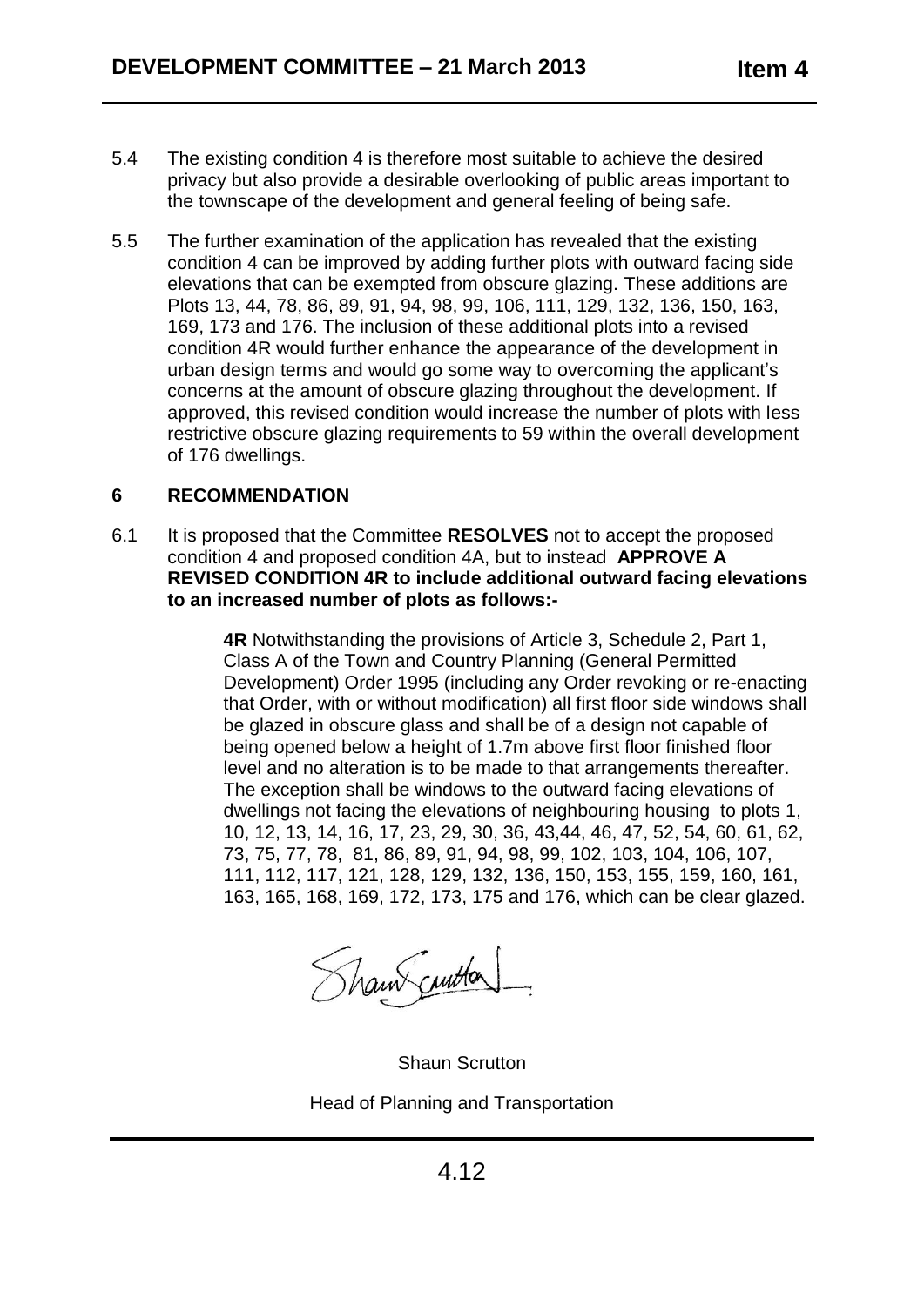5.4 The existing condition 4 is therefore most suitable to achieve the desired privacy but also provide a desirable overlooking of public areas important to the townscape of the development and general feeling of being safe.

5.5 The further examination of the application has revealed that the existing condition 4 can be improved by adding further plots with outward facing side elevations that can be exempted from obscure glazing. These additions are Plots 13, 44, 78, 86, 89, 91, 94, 98, 99, 106, 111, 129, 132, 136, 150, 163, 169, 173 and 176. The inclusion of these additional plots into a revised condition 4R would further enhance the appearance of the development in urban design terms and would go some way to overcoming the applicant's concerns at the amount of obscure glazing throughout the development. If approved, this revised condition would increase the number of plots with less restrictive obscure glazing requirements to 59 within the overall development of 176 dwellings.

## 6 RECOMMENDATION

6.1 It is proposed that the Committee **RESOLVES** not to accept the proposed condition 4 and proposed condition 4A, but to instead **APPROVE A REVISED CONDITION 4R to include additional outward facing elevations to an increased number of plots as follows:-**

> **4R** Notwithstanding the provisions of Article 3, Schedule 2, Part 1, Class A of the Town and Country Planning (General Permitted Development) Order 1995 (including any Order revoking or re-enacting that Order, with or without modification) all first floor side windows shall be glazed in obscure glass and shall be of a design not capable of being opened below a height of 1.7m above first floor finished floor level and no alteration is to be made to that arrangements thereafter. The exception shall be windows to the outward facing elevations of dwellings not facing the elevations of neighbouring housing to plots 1, 10, 12, 13, 14, 16, 17, 23, 29, 30, 36, 43,44, 46, 47, 52, 54, 60, 61, 62, 73, 75, 77, 78, 81, 86, 89, 91, 94, 98, 99, 102, 103, 104, 106, 107, 111, 112, 117, 121, 128, 129, 132, 136, 150, 153, 155, 159, 160, 161, 163, 165, 168, 169, 172, 173, 175 and 176, which can be clear glazed.

Shaun Scrutton

Head of Planning and Transportation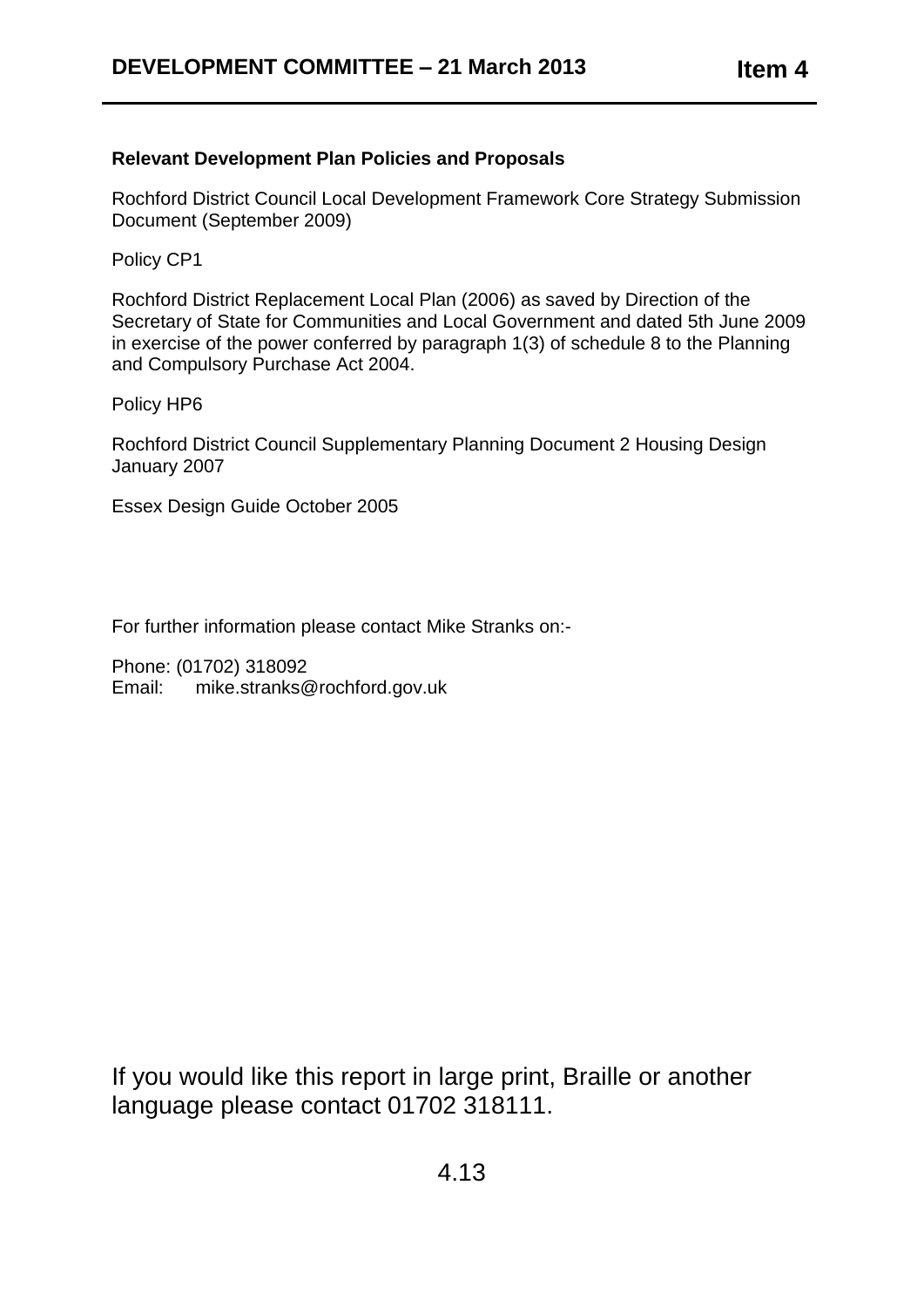**Relevant Development Plan Policies and Proposals**

Rochford District Council Local Development Framework Core Strategy Submission Document (September 2009)

Policy CP1

Rochford District Replacement Local Plan (2006) as saved by Direction of the Secretary of State for Communities and Local Government and dated 5th June 2009 in exercise of the power conferred by paragraph 1(3) of schedule 8 to the Planning and Compulsory Purchase Act 2004.

Policy HP6

Rochford District Council Supplementary Planning Document 2 Housing Design January 2007

Essex Design Guide October 2005

For further information please contact Mike Stranks on:-

Phone: (01702) 318092
Email: mike.stranks@rochford.gov.uk

If you would like this report in large print, Braille or another language please contact 01702 318111.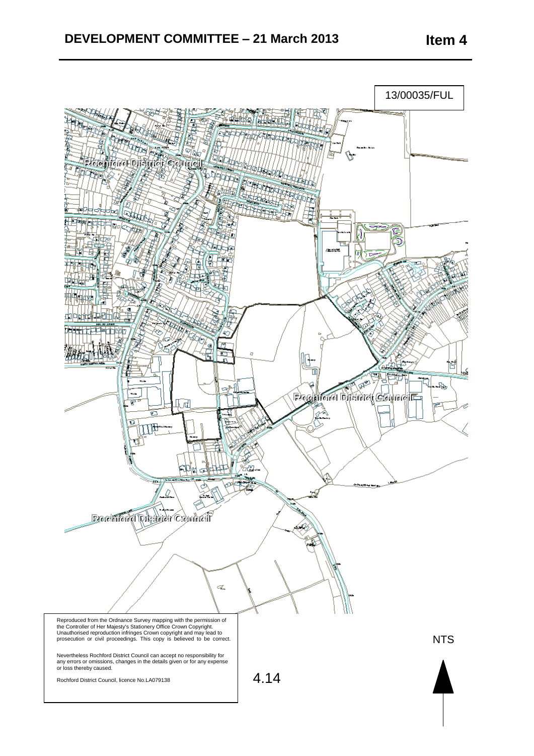13/00035/FUL

Rochford District Council

Rochford District Council

Rochford District Council

Reproduced from the Ordnance Survey mapping with the permission of the Controller of Her Majesty's Stationery Office Crown Copyright. Unauthorised reproduction infringes Crown copyright and may lead to prosecution or civil proceedings. This copy is believed to be correct.

Nevertheless Rochford District Council can accept no responsibility for any errors or omissions, changes in the details given or for any expense or loss thereby caused.

Rochford District Council, licence No.LA079138

NTS